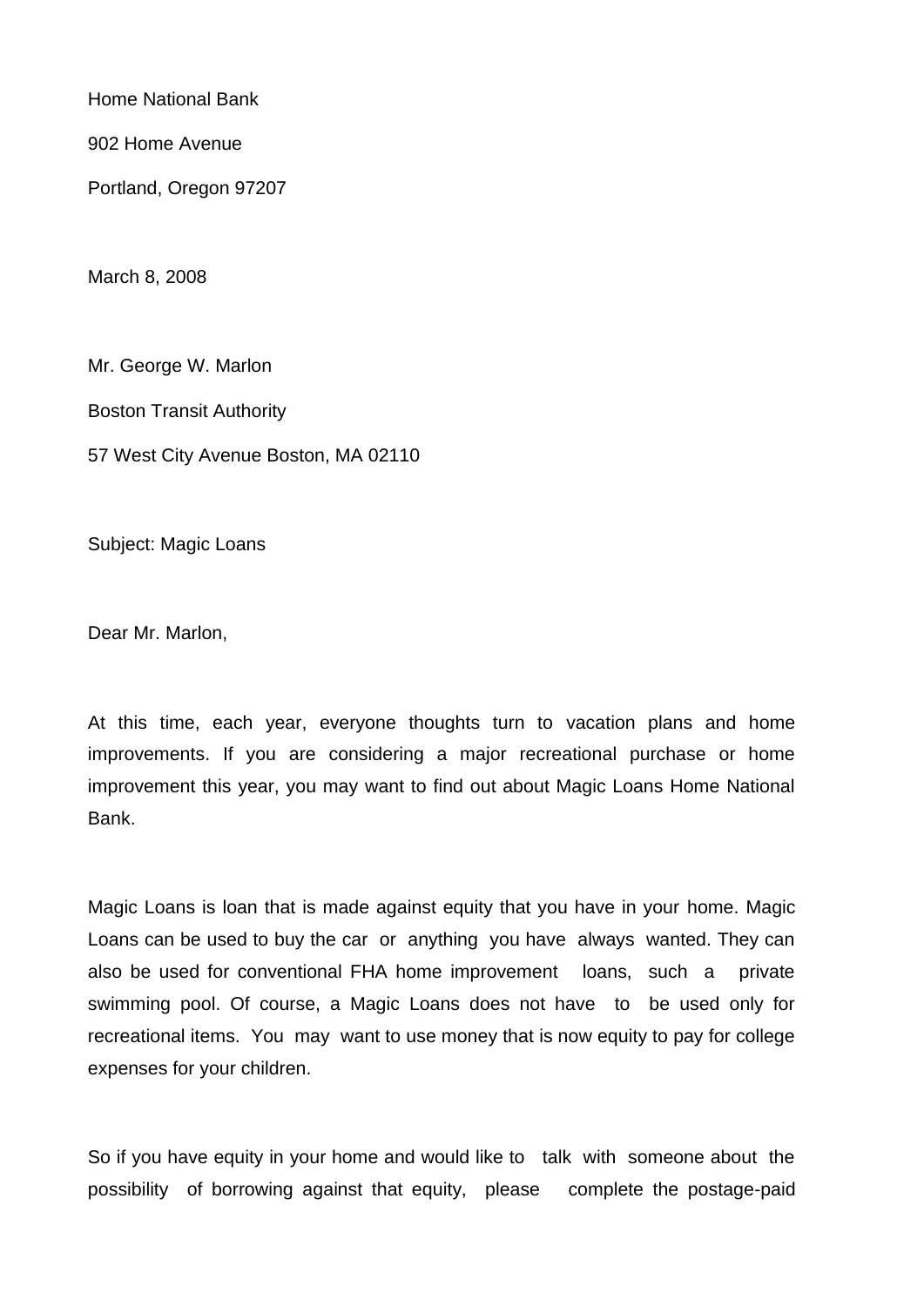Home National Bank

902 Home Avenue

Portland, Oregon 97207

March 8, 2008

Mr. George W. Marlon

Boston Transit Authority

57 West City Avenue Boston, MA 02110

Subject: Magic Loans

Dear Mr. Marlon,

At this time, each year, everyone thoughts turn to vacation plans and home improvements. If you are considering a major recreational purchase or home improvement this year, you may want to find out about Magic Loans Home National Bank.

Magic Loans is loan that is made against equity that you have in your home. Magic Loans can be used to buy the car or anything you have always wanted. They can also be used for conventional FHA home improvement loans, such a private swimming pool. Of course, a Magic Loans does not have to be used only for recreational items. You may want to use money that is now equity to pay for college expenses for your children.

So if you have equity in your home and would like to talk with someone about the possibility of borrowing against that equity, please complete the postage-paid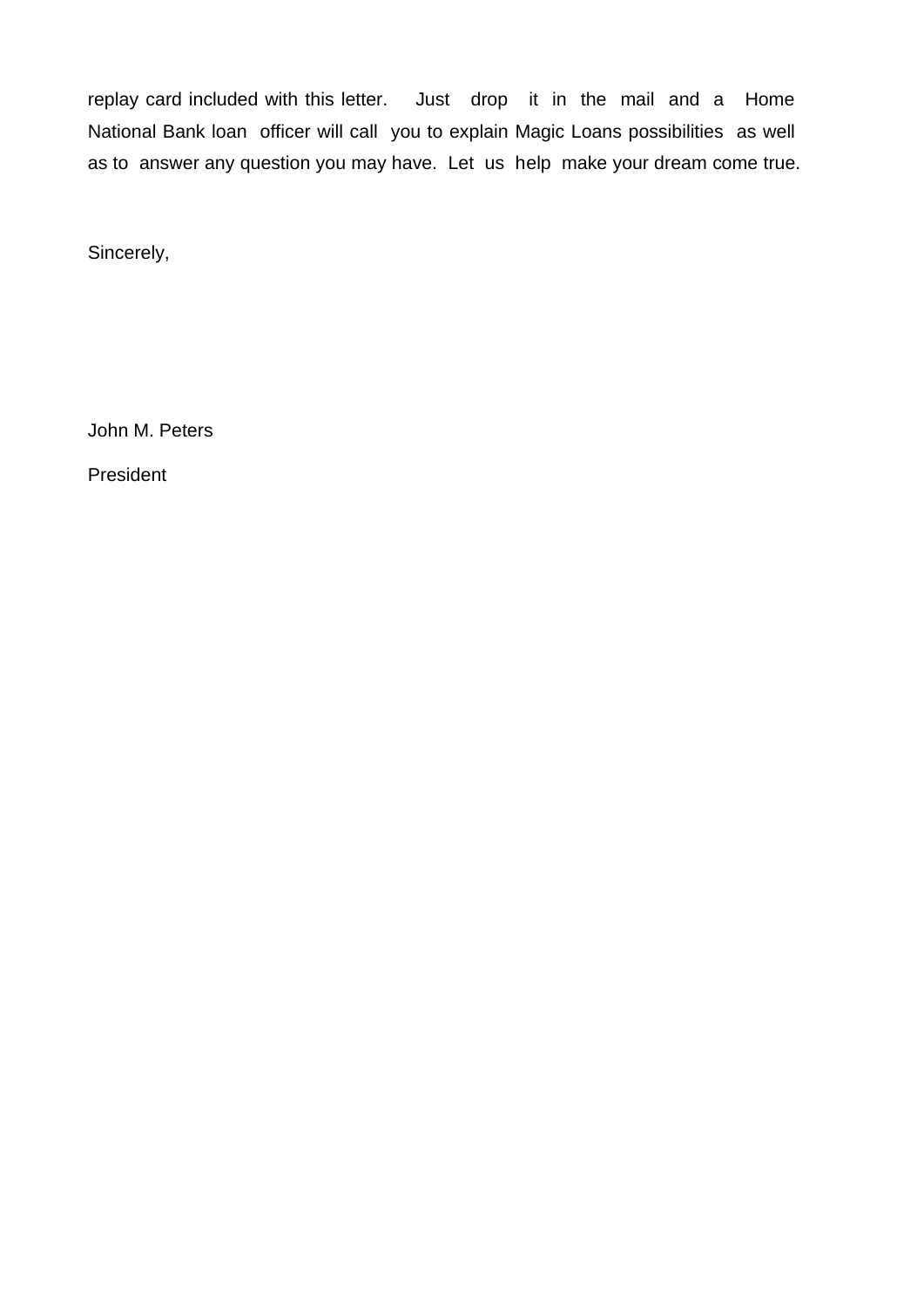replay card included with this letter. Just drop it in the mail and a Home National Bank loan officer will call you to explain Magic Loans possibilities as well as to answer any question you may have. Let us help make your dream come true.

Sincerely,

John M. Peters

President